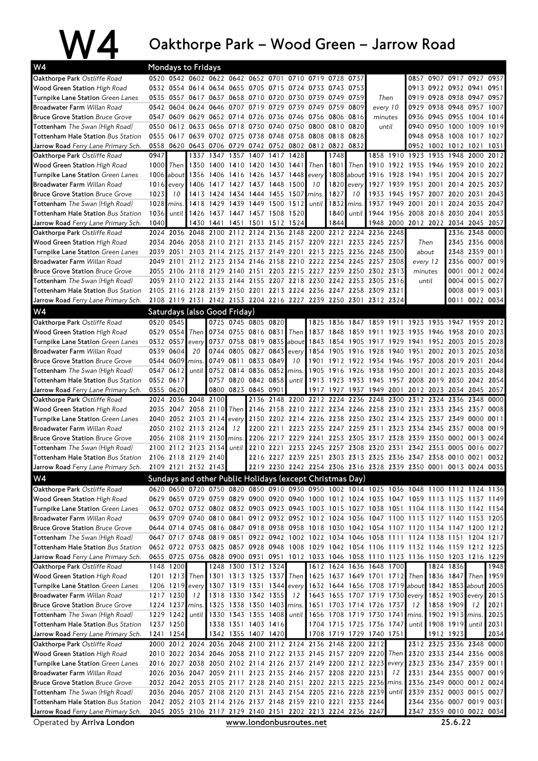# W4 Oakthorpe Park – Wood Green – Jarrow Road

## Mondays to Fridays

| W4 | | | | | | | | | | | | | | | | | |
|---|---|---|---|---|---|---|---|---|---|---|---|---|---|---|---|---|---|
| **Oakthorpe Park** *Ostliffe Road* | 0520 | 0542 | 0602 | 0622 | 0642 | 0652 | 0701 | 0710 | 0719 | 0728 | 0737 | | 0857 | 0907 | 0917 | 0927 | 0937 |
| **Wood Green Station** *High Road* | 0532 | 0554 | 0614 | 0634 | 0655 | 0705 | 0715 | 0724 | 0733 | 0743 | 0753 | | 0913 | 0922 | 0932 | 0941 | 0951 |
| **Turnpike Lane Station** *Green Lanes* | 0535 | 0557 | 0617 | 0637 | 0658 | 0710 | 0720 | 0730 | 0739 | 0749 | 0759 | *Then* | 0919 | 0928 | 0938 | 0947 | 0957 |
| **Broadwater Farm** *Willan Road* | 0542 | 0604 | 0624 | 0646 | 0707 | 0719 | 0729 | 0739 | 0749 | 0759 | 0809 | *every 10* | 0929 | 0938 | 0948 | 0957 | 1007 |
| **Bruce Grove Station** *Bruce Grove* | 0547 | 0609 | 0629 | 0652 | 0714 | 0726 | 0736 | 0746 | 0756 | 0806 | 0816 | *minutes* | 0936 | 0945 | 0955 | 1004 | 1014 |
| **Tottenham** *The Swan (High Road)* | 0550 | 0612 | 0633 | 0656 | 0718 | 0730 | 0740 | 0750 | 0800 | 0810 | 0820 | *until* | 0940 | 0950 | 1000 | 1009 | 1019 |
| **Tottenham Hale Station** *Bus Station* | 0555 | 0617 | 0639 | 0702 | 0725 | 0738 | 0748 | 0758 | 0808 | 0818 | 0828 | | 0948 | 0958 | 1008 | 1017 | 1027 |
| **Jarrow Road** *Ferry Lane Primary Sch.* | 0558 | 0620 | 0643 | 0706 | 0729 | 0742 | 0752 | 0802 | 0812 | 0822 | 0832 | | 0952 | 1002 | 1012 | 1021 | 1031 |

| W4 | | | | | | | | | | | | | | | | | | | | |
|---|---|---|---|---|---|---|---|---|---|---|---|---|---|---|---|---|---|---|---|---|
| **Oakthorpe Park** *Ostliffe Road* | 0947 | | 1337 | 1347 | 1357 | 1407 | 1417 | 1428 | | 1748 | | 1858 | 1910 | 1923 | 1935 | 1948 | 2000 | 2012 |
| **Wood Green Station** *High Road* | 1000 | *Then* | 1350 | 1400 | 1410 | 1420 | 1430 | 1441 | *Then* | 1801 | *Then* | 1910 | 1922 | 1935 | 1946 | 1959 | 2010 | 2022 |
| **Turnpike Lane Station** *Green Lanes* | 1006 | *about* | 1356 | 1406 | 1416 | 1426 | 1437 | 1448 | *every* | 1808 | *about* | 1916 | 1928 | 1941 | 1951 | 2004 | 2015 | 2027 |
| **Broadwater Farm** *Willan Road* | 1016 | *every* | 1406 | 1417 | 1427 | 1437 | 1448 | 1500 | *10* | 1820 | *every* | 1927 | 1939 | 1951 | 2001 | 2014 | 2025 | 2037 |
| **Bruce Grove Station** *Bruce Grove* | 1023 | *10* | 1413 | 1424 | 1434 | 1444 | 1455 | 1507 | *mins.* | 1827 | *10* | 1933 | 1945 | 1957 | 2007 | 2020 | 2031 | 2043 |
| **Tottenham** *The Swan (High Road)* | 1028 | *mins.* | 1418 | 1429 | 1439 | 1449 | 1500 | 1512 | *until* | 1832 | *mins.* | 1937 | 1949 | 2001 | 2011 | 2024 | 2035 | 2047 |
| **Tottenham Hale Station** *Bus Station* | 1036 | *until* | 1426 | 1437 | 1447 | 1457 | 1508 | 1520 | | 1840 | *until* | 1944 | 1956 | 2008 | 2018 | 2030 | 2041 | 2053 |
| **Jarrow Road** *Ferry Lane Primary Sch.* | 1040 | | 1430 | 1441 | 1451 | 1501 | 1512 | 1524 | | 1844 | | 1948 | 2000 | 2012 | 2022 | 2034 | 2045 | 2057 |

| W4 | | | | | | | | | | | | | | | | | |
|---|---|---|---|---|---|---|---|---|---|---|---|---|---|---|---|---|---|
| **Oakthorpe Park** *Ostliffe Road* | 2024 | 2036 | 2048 | 2100 | 2112 | 2124 | 2136 | 2148 | 2200 | 2212 | 2224 | 2236 | 2248 | | 2336 | 2348 | 0000 |
| **Wood Green Station** *High Road* | 2034 | 2046 | 2058 | 2110 | 2121 | 2133 | 2145 | 2157 | 2209 | 2221 | 2233 | 2245 | 2257 | *Then* | 2345 | 2356 | 0008 |
| **Turnpike Lane Station** *Green Lanes* | 2039 | 2051 | 2103 | 2114 | 2125 | 2137 | 2149 | 2201 | 2213 | 2225 | 2236 | 2248 | 2300 | *about* | 2348 | 2359 | 0011 |
| **Broadwater Farm** *Willan Road* | 2049 | 2101 | 2112 | 2123 | 2134 | 2146 | 2158 | 2210 | 2222 | 2234 | 2245 | 2257 | 2308 | *every 12* | 2356 | 0007 | 0019 |
| **Bruce Grove Station** *Bruce Grove* | 2055 | 2106 | 2118 | 2129 | 2140 | 2151 | 2203 | 2215 | 2227 | 2239 | 2250 | 2302 | 2313 | *minutes* | 0001 | 0012 | 0024 |
| **Tottenham** *The Swan (High Road)* | 2059 | 2110 | 2122 | 2133 | 2144 | 2155 | 2207 | 2218 | 2230 | 2242 | 2253 | 2305 | 2316 | *until* | 0004 | 0015 | 0027 |
| **Tottenham Hale Station** *Bus Station* | 2105 | 2116 | 2128 | 2139 | 2150 | 2201 | 2213 | 2224 | 2236 | 2247 | 2258 | 2309 | 2321 | | 0008 | 0019 | 0031 |
| **Jarrow Road** *Ferry Lane Primary Sch.* | 2108 | 2119 | 2131 | 2142 | 2153 | 2204 | 2216 | 2227 | 2239 | 2250 | 2301 | 2312 | 2324 | | 0011 | 0022 | 0034 |

## Saturdays (also Good Friday)

| W4 | | | | | | | | | | | | | | | | | | | |
|---|---|---|---|---|---|---|---|---|---|---|---|---|---|---|---|---|---|---|---|
| **Oakthorpe Park** *Ostliffe Road* | 0520 | 0545 | | 0725 | 0745 | 0805 | 0820 | | 1825 | 1836 | 1847 | 1859 | 1911 | 1923 | 1935 | 1947 | 1959 | 2012 |
| **Wood Green Station** *High Road* | 0529 | 0554 | *Then* | 0734 | 0755 | 0816 | 0831 | *Then* | 1837 | 1848 | 1859 | 1911 | 1923 | 1935 | 1946 | 1958 | 2010 | 2023 |
| **Turnpike Lane Station** *Green Lanes* | 0532 | 0557 | *every* | 0737 | 0758 | 0819 | 0835 | *about* | 1843 | 1854 | 1905 | 1917 | 1929 | 1941 | 1952 | 2003 | 2015 | 2028 |
| **Broadwater Farm** *Willan Road* | 0539 | 0604 | *20* | 0744 | 0805 | 0827 | 0843 | *every* | 1854 | 1905 | 1916 | 1928 | 1940 | 1951 | 2002 | 2013 | 2025 | 2038 |
| **Bruce Grove Station** *Bruce Grove* | 0544 | 0609 | *mins.* | 0749 | 0811 | 0833 | 0849 | *10* | 1901 | 1912 | 1922 | 1934 | 1946 | 1957 | 2008 | 2019 | 2031 | 2044 |
| **Tottenham** *The Swan (High Road)* | 0547 | 0612 | *until* | 0752 | 0814 | 0836 | 0852 | *mins.* | 1905 | 1916 | 1926 | 1938 | 1950 | 2001 | 2012 | 2023 | 2035 | 2048 |
| **Tottenham Hale Station** *Bus Station* | 0552 | 0617 | | 0757 | 0820 | 0842 | 0858 | *until* | 1913 | 1923 | 1933 | 1945 | 1957 | 2008 | 2019 | 2030 | 2042 | 2054 |
| **Jarrow Road** *Ferry Lane Primary Sch.* | 0555 | 0620 | | 0800 | 0823 | 0845 | 0901 | | 1917 | 1927 | 1937 | 1949 | 2001 | 2012 | 2023 | 2034 | 2045 | 2057 |

| W4 | | | | | | | | | | | | | | | | | | |
|---|---|---|---|---|---|---|---|---|---|---|---|---|---|---|---|---|---|---|
| **Oakthorpe Park** *Ostliffe Road* | 2024 | 2036 | 2048 | 2100 | | 2136 | 2148 | 2200 | 2212 | 2224 | 2236 | 2248 | 2300 | 2312 | 2324 | 2336 | 2348 | 0000 |
| **Wood Green Station** *High Road* | 2035 | 2047 | 2058 | 2110 | *Then* | 2146 | 2158 | 2210 | 2222 | 2234 | 2246 | 2258 | 2310 | 2321 | 2333 | 2345 | 2357 | 0008 |
| **Turnpike Lane Station** *Green Lanes* | 2040 | 2052 | 2103 | 2114 | *every* | 2150 | 2202 | 2214 | 2226 | 2238 | 2250 | 2302 | 2314 | 2325 | 2337 | 2349 | 0000 | 0011 |
| **Broadwater Farm** *Willan Road* | 2050 | 2102 | 2113 | 2124 | *12* | 2200 | 2211 | 2223 | 2235 | 2247 | 2259 | 2311 | 2323 | 2334 | 2345 | 2357 | 0008 | 0019 |
| **Bruce Grove Station** *Bruce Grove* | 2056 | 2108 | 2119 | 2130 | *mins.* | 2206 | 2217 | 2229 | 2241 | 2253 | 2305 | 2317 | 2328 | 2339 | 2350 | 0002 | 0013 | 0024 |
| **Tottenham** *The Swan (High Road)* | 2100 | 2112 | 2123 | 2134 | *until* | 2210 | 2221 | 2233 | 2245 | 2257 | 2308 | 2320 | 2331 | 2342 | 2353 | 0005 | 0016 | 0027 |
| **Tottenham Hale Station** *Bus Station* | 2106 | 2118 | 2129 | 2140 | | 2216 | 2227 | 2239 | 2251 | 2303 | 2313 | 2325 | 2336 | 2347 | 2358 | 0010 | 0021 | 0032 |
| **Jarrow Road** *Ferry Lane Primary Sch.* | 2109 | 2121 | 2132 | 2143 | | 2219 | 2230 | 2242 | 2254 | 2306 | 2316 | 2328 | 2339 | 2350 | 0001 | 0013 | 0024 | 0035 |

## Sundays and other Public Holidays (except Christmas Day)

| W4 | | | | | | | | | | | | | | | | | | |
|---|---|---|---|---|---|---|---|---|---|---|---|---|---|---|---|---|---|---|
| **Oakthorpe Park** *Ostliffe Road* | 0620 | 0650 | 0720 | 0750 | 0820 | 0850 | 0910 | 0930 | 0950 | 1002 | 1014 | 1025 | 1036 | 1048 | 1100 | 1112 | 1124 | 1136 |
| **Wood Green Station** *High Road* | 0629 | 0659 | 0729 | 0759 | 0829 | 0900 | 0920 | 0940 | 1000 | 1012 | 1024 | 1035 | 1047 | 1059 | 1113 | 1125 | 1137 | 1149 |
| **Turnpike Lane Station** *Green Lanes* | 0632 | 0702 | 0732 | 0802 | 0832 | 0903 | 0923 | 0943 | 1003 | 1015 | 1027 | 1038 | 1051 | 1104 | 1118 | 1130 | 1142 | 1154 |
| **Broadwater Farm** *Willan Road* | 0639 | 0709 | 0740 | 0810 | 0841 | 0912 | 0932 | 0952 | 1012 | 1024 | 1036 | 1047 | 1100 | 1113 | 1127 | 1140 | 1153 | 1205 |
| **Bruce Grove Station** *Bruce Grove* | 0644 | 0714 | 0745 | 0816 | 0847 | 0918 | 0938 | 0958 | 1018 | 1030 | 1042 | 1054 | 1107 | 1120 | 1134 | 1147 | 1200 | 1212 |
| **Tottenham** *The Swan (High Road)* | 0647 | 0717 | 0748 | 0819 | 0851 | 0922 | 0942 | 1002 | 1022 | 1034 | 1046 | 1058 | 1111 | 1124 | 1138 | 1151 | 1204 | 1217 |
| **Tottenham Hale Station** *Bus Station* | 0652 | 0722 | 0753 | 0825 | 0857 | 0928 | 0948 | 1008 | 1029 | 1042 | 1054 | 1106 | 1119 | 1132 | 1146 | 1159 | 1212 | 1225 |
| **Jarrow Road** *Ferry Lane Primary Sch.* | 0655 | 0725 | 0756 | 0828 | 0900 | 0931 | 0951 | 1012 | 1033 | 1046 | 1058 | 1110 | 1123 | 1136 | 1150 | 1203 | 1216 | 1229 |

| W4 | | | | | | | | | | | | | | | | | | | |
|---|---|---|---|---|---|---|---|---|---|---|---|---|---|---|---|---|---|---|---|
| **Oakthorpe Park** *Ostliffe Road* | 1148 | 1200 | | 1248 | 1300 | 1312 | 1324 | | 1612 | 1624 | 1636 | 1648 | 1700 | | 1824 | 1836 | | 1948 |
| **Wood Green Station** *High Road* | 1201 | 1213 | *Then* | 1301 | 1313 | 1325 | 1337 | *Then* | 1625 | 1637 | 1649 | 1701 | 1712 | *Then* | 1836 | 1847 | *Then* | 1959 |
| **Turnpike Lane Station** *Green Lanes* | 1206 | 1219 | *every* | 1307 | 1319 | 1331 | 1344 | *every* | 1632 | 1644 | 1656 | 1708 | 1719 | *about* | 1842 | 1853 | *about* | 2005 |
| **Broadwater Farm** *Willan Road* | 1217 | 1230 | *12* | 1318 | 1330 | 1342 | 1355 | *12* | 1643 | 1655 | 1707 | 1719 | 1730 | *every* | 1852 | 1903 | *every* | 2015 |
| **Bruce Grove Station** *Bruce Grove* | 1224 | 1237 | *mins.* | 1325 | 1338 | 1350 | 1403 | *mins.* | 1651 | 1703 | 1714 | 1726 | 1737 | *12* | 1858 | 1909 | *12* | 2021 |
| **Tottenham** *The Swan (High Road)* | 1229 | 1242 | *until* | 1330 | 1343 | 1355 | 1408 | *until* | 1656 | 1708 | 1719 | 1730 | 1741 | *mins.* | 1902 | 1913 | *mins.* | 2025 |
| **Tottenham Hale Station** *Bus Station* | 1237 | 1250 | | 1338 | 1351 | 1403 | 1416 | | 1704 | 1715 | 1725 | 1736 | 1747 | *until* | 1908 | 1919 | *until* | 2031 |
| **Jarrow Road** *Ferry Lane Primary Sch.* | 1241 | 1254 | | 1342 | 1355 | 1407 | 1420 | | 1708 | 1719 | 1729 | 1740 | 1751 | | 1912 | 1923 | | 2034 |

| W4 | | | | | | | | | | | | | | | | | | |
|---|---|---|---|---|---|---|---|---|---|---|---|---|---|---|---|---|---|---|
| **Oakthorpe Park** *Ostliffe Road* | 2000 | 2012 | 2024 | 2036 | 2048 | 2100 | 2112 | 2124 | 2136 | 2148 | 2200 | 2212 | | 2312 | 2325 | 2336 | 2348 | 0000 |
| **Wood Green Station** *High Road* | 2010 | 2022 | 2034 | 2046 | 2058 | 2110 | 2122 | 2133 | 2145 | 2157 | 2209 | 2220 | *Then* | 2320 | 2333 | 2344 | 2356 | 0008 |
| **Turnpike Lane Station** *Green Lanes* | 2016 | 2027 | 2038 | 2050 | 2102 | 2114 | 2126 | 2137 | 2149 | 2200 | 2212 | 2223 | *every* | 2323 | 2336 | 2347 | 2359 | 0011 |
| **Broadwater Farm** *Willan Road* | 2026 | 2036 | 2047 | 2059 | 2111 | 2123 | 2135 | 2146 | 2157 | 2208 | 2220 | 2231 | *12* | 2331 | 2344 | 2355 | 0007 | 0019 |
| **Bruce Grove Station** *Bruce Grove* | 2032 | 2042 | 2053 | 2105 | 2117 | 2128 | 2140 | 2151 | 2202 | 2213 | 2225 | 2236 | *mins.* | 2336 | 2349 | 0000 | 0012 | 0024 |
| **Tottenham** *The Swan (High Road)* | 2036 | 2046 | 2057 | 2108 | 2120 | 2131 | 2143 | 2154 | 2205 | 2216 | 2228 | 2239 | *until* | 2339 | 2352 | 0003 | 0015 | 0027 |
| **Tottenham Hale Station** *Bus Station* | 2042 | 2052 | 2103 | 2114 | 2126 | 2137 | 2148 | 2159 | 2210 | 2221 | 2233 | 2244 | | 2344 | 2356 | 0007 | 0019 | 0031 |
| **Jarrow Road** *Ferry Lane Primary Sch.* | 2045 | 2055 | 2106 | 2117 | 2129 | 2140 | 2151 | 2202 | 2213 | 2224 | 2236 | 2247 | | 2347 | 2359 | 0010 | 0022 | 0034 |

Operated by **Arriva London** www.londonbusroutes.net 25.6.22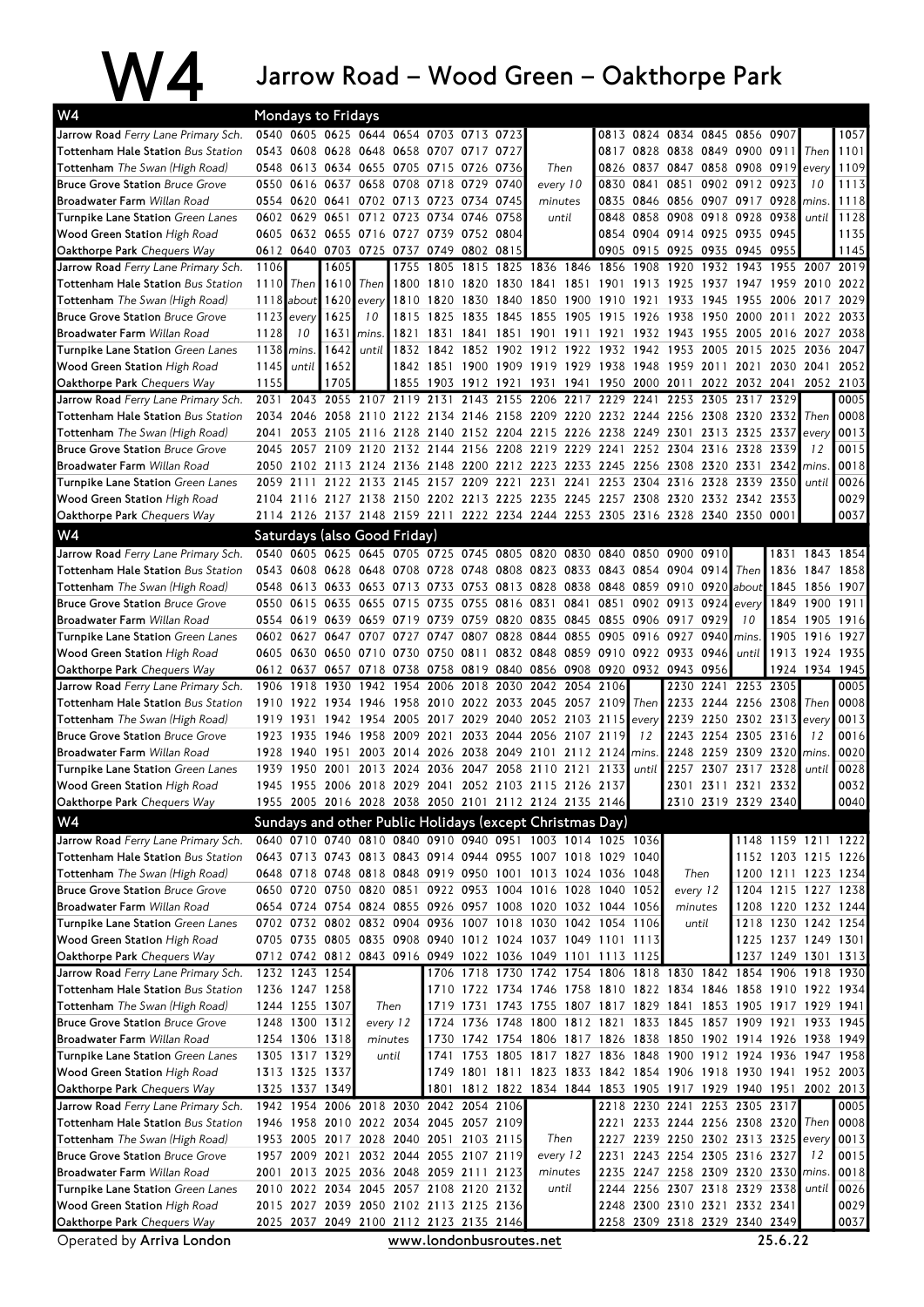# W4 Jarrow Road – Wood Green – Oakthorpe Park

## Mondays to Fridays

| W4 | | | | | | | | | | | | | | | | | |
|---|---|---|---|---|---|---|---|---|---|---|---|---|---|---|---|---|---|
| Jarrow Road *Ferry Lane Primary Sch.* | 0540 | 0605 | 0625 | 0644 | 0654 | 0703 | 0713 | 0723 | | 0813 | 0824 | 0834 | 0845 | 0856 | 0907 | | 1057 |
| Tottenham Hale Station *Bus Station* | 0543 | 0608 | 0628 | 0648 | 0658 | 0707 | 0717 | 0727 | | 0817 | 0828 | 0838 | 0849 | 0900 | 0911 | Then | 1101 |
| Tottenham *The Swan (High Road)* | 0548 | 0613 | 0634 | 0655 | 0705 | 0715 | 0726 | 0736 | Then | 0826 | 0837 | 0847 | 0858 | 0908 | 0919 | every | 1109 |
| Bruce Grove Station *Bruce Grove* | 0550 | 0616 | 0637 | 0658 | 0708 | 0718 | 0729 | 0740 | every 10 | 0830 | 0841 | 0851 | 0902 | 0912 | 0923 | 10 | 1113 |
| Broadwater Farm *Willan Road* | 0554 | 0620 | 0641 | 0702 | 0713 | 0723 | 0734 | 0745 | minutes | 0835 | 0846 | 0856 | 0907 | 0917 | 0928 | mins. | 1118 |
| Turnpike Lane Station *Green Lanes* | 0602 | 0629 | 0651 | 0712 | 0723 | 0734 | 0746 | 0758 | until | 0848 | 0858 | 0908 | 0918 | 0928 | 0938 | until | 1128 |
| Wood Green Station *High Road* | 0605 | 0632 | 0655 | 0716 | 0727 | 0739 | 0752 | 0804 | | 0854 | 0904 | 0914 | 0925 | 0935 | 0945 | | 1135 |
| Oakthorpe Park *Chequers Way* | 0612 | 0640 | 0703 | 0725 | 0737 | 0749 | 0802 | 0815 | | 0905 | 0915 | 0925 | 0935 | 0945 | 0955 | | 1145 |

| | | | | | | | | | | | | | | | | | |
|---|---|---|---|---|---|---|---|---|---|---|---|---|---|---|---|---|---|
| Jarrow Road *Ferry Lane Primary Sch.* | 1106 | | 1605 | | 1755 | 1805 | 1815 | 1825 | 1836 | 1846 | 1856 | 1908 | 1920 | 1932 | 1943 | 1955 | 2007 | 2019 |
| Tottenham Hale Station *Bus Station* | 1110 | Then | 1610 | Then | 1800 | 1810 | 1820 | 1830 | 1841 | 1851 | 1901 | 1913 | 1925 | 1937 | 1947 | 1959 | 2010 | 2022 |
| Tottenham *The Swan (High Road)* | 1118 | about | 1620 | every | 1810 | 1820 | 1830 | 1840 | 1850 | 1900 | 1910 | 1921 | 1933 | 1945 | 1955 | 2006 | 2017 | 2029 |
| Bruce Grove Station *Bruce Grove* | 1123 | every | 1625 | 10 | 1815 | 1825 | 1835 | 1845 | 1855 | 1905 | 1915 | 1926 | 1938 | 1950 | 2000 | 2011 | 2022 | 2033 |
| Broadwater Farm *Willan Road* | 1128 | 10 | 1631 | mins. | 1821 | 1831 | 1841 | 1851 | 1901 | 1911 | 1921 | 1932 | 1943 | 1955 | 2005 | 2016 | 2027 | 2038 |
| Turnpike Lane Station *Green Lanes* | 1138 | mins. | 1642 | until | 1832 | 1842 | 1852 | 1902 | 1912 | 1922 | 1932 | 1942 | 1953 | 2005 | 2015 | 2025 | 2036 | 2047 |
| Wood Green Station *High Road* | 1145 | until | 1652 | | 1842 | 1851 | 1900 | 1909 | 1919 | 1929 | 1938 | 1948 | 1959 | 2011 | 2021 | 2030 | 2041 | 2052 |
| Oakthorpe Park *Chequers Way* | 1155 | | 1705 | | 1855 | 1903 | 1912 | 1921 | 1931 | 1941 | 1950 | 2000 | 2011 | 2022 | 2032 | 2041 | 2052 | 2103 |

| | | | | | | | | | | | | | | | | | |
|---|---|---|---|---|---|---|---|---|---|---|---|---|---|---|---|---|---|
| Jarrow Road *Ferry Lane Primary Sch.* | 2031 | 2043 | 2055 | 2107 | 2119 | 2131 | 2143 | 2155 | 2206 | 2217 | 2229 | 2241 | 2253 | 2305 | 2317 | 2329 | | 0005 |
| Tottenham Hale Station *Bus Station* | 2034 | 2046 | 2058 | 2110 | 2122 | 2134 | 2146 | 2158 | 2209 | 2220 | 2232 | 2244 | 2256 | 2308 | 2320 | 2332 | Then | 0008 |
| Tottenham *The Swan (High Road)* | 2041 | 2053 | 2105 | 2116 | 2128 | 2140 | 2152 | 2204 | 2215 | 2226 | 2238 | 2249 | 2301 | 2313 | 2325 | 2337 | every | 0013 |
| Bruce Grove Station *Bruce Grove* | 2045 | 2057 | 2109 | 2120 | 2132 | 2144 | 2156 | 2208 | 2219 | 2229 | 2241 | 2252 | 2304 | 2316 | 2328 | 2339 | 12 | 0015 |
| Broadwater Farm *Willan Road* | 2050 | 2102 | 2113 | 2124 | 2136 | 2148 | 2200 | 2212 | 2223 | 2233 | 2245 | 2256 | 2308 | 2320 | 2331 | 2342 | mins. | 0018 |
| Turnpike Lane Station *Green Lanes* | 2059 | 2111 | 2122 | 2133 | 2145 | 2157 | 2209 | 2221 | 2231 | 2241 | 2253 | 2304 | 2316 | 2328 | 2339 | 2350 | until | 0026 |
| Wood Green Station *High Road* | 2104 | 2116 | 2127 | 2138 | 2150 | 2202 | 2213 | 2225 | 2235 | 2245 | 2257 | 2308 | 2320 | 2332 | 2342 | 2353 | | 0029 |
| Oakthorpe Park *Chequers Way* | 2114 | 2126 | 2137 | 2148 | 2159 | 2211 | 2222 | 2234 | 2244 | 2253 | 2305 | 2316 | 2328 | 2340 | 2350 | 0001 | | 0037 |

## Saturdays (also Good Friday)

| W4 | | | | | | | | | | | | | | | | | |
|---|---|---|---|---|---|---|---|---|---|---|---|---|---|---|---|---|---|
| Jarrow Road *Ferry Lane Primary Sch.* | 0540 | 0605 | 0625 | 0645 | 0705 | 0725 | 0745 | 0805 | 0820 | 0830 | 0840 | 0850 | 0900 | 0910 | | 1831 | 1843 | 1854 |
| Tottenham Hale Station *Bus Station* | 0543 | 0608 | 0628 | 0648 | 0708 | 0728 | 0748 | 0808 | 0823 | 0833 | 0843 | 0854 | 0904 | 0914 | Then | 1836 | 1847 | 1858 |
| Tottenham *The Swan (High Road)* | 0548 | 0613 | 0633 | 0653 | 0713 | 0733 | 0753 | 0813 | 0828 | 0838 | 0848 | 0859 | 0910 | 0920 | about | 1845 | 1856 | 1907 |
| Bruce Grove Station *Bruce Grove* | 0550 | 0615 | 0635 | 0655 | 0715 | 0735 | 0755 | 0816 | 0831 | 0841 | 0851 | 0902 | 0913 | 0924 | every | 1849 | 1900 | 1911 |
| Broadwater Farm *Willan Road* | 0554 | 0619 | 0639 | 0659 | 0719 | 0739 | 0759 | 0820 | 0835 | 0845 | 0855 | 0906 | 0917 | 0929 | 10 | 1854 | 1905 | 1916 |
| Turnpike Lane Station *Green Lanes* | 0602 | 0627 | 0647 | 0707 | 0727 | 0747 | 0807 | 0828 | 0844 | 0855 | 0905 | 0916 | 0927 | 0940 | mins. | 1905 | 1916 | 1927 |
| Wood Green Station *High Road* | 0605 | 0630 | 0650 | 0710 | 0730 | 0750 | 0811 | 0832 | 0848 | 0859 | 0910 | 0922 | 0933 | 0946 | until | 1913 | 1924 | 1935 |
| Oakthorpe Park *Chequers Way* | 0612 | 0637 | 0657 | 0718 | 0738 | 0758 | 0819 | 0840 | 0856 | 0908 | 0920 | 0932 | 0943 | 0956 | | 1924 | 1934 | 1945 |

| | | | | | | | | | | | | | | | | | | |
|---|---|---|---|---|---|---|---|---|---|---|---|---|---|---|---|---|---|---|
| Jarrow Road *Ferry Lane Primary Sch.* | 1906 | 1918 | 1930 | 1942 | 1954 | 2006 | 2018 | 2030 | 2042 | 2054 | 2106 | | 2230 | 2241 | 2253 | 2305 | | 0005 |
| Tottenham Hale Station *Bus Station* | 1910 | 1922 | 1934 | 1946 | 1958 | 2010 | 2022 | 2033 | 2045 | 2057 | 2109 | Then | 2233 | 2244 | 2256 | 2308 | Then | 0008 |
| Tottenham *The Swan (High Road)* | 1919 | 1931 | 1942 | 1954 | 2005 | 2017 | 2029 | 2040 | 2052 | 2103 | 2115 | every | 2239 | 2250 | 2302 | 2313 | every | 0013 |
| Bruce Grove Station *Bruce Grove* | 1923 | 1935 | 1946 | 1958 | 2009 | 2021 | 2033 | 2044 | 2056 | 2107 | 2119 | 12 | 2243 | 2254 | 2305 | 2316 | 12 | 0016 |
| Broadwater Farm *Willan Road* | 1928 | 1940 | 1951 | 2003 | 2014 | 2026 | 2038 | 2049 | 2101 | 2112 | 2124 | mins. | 2248 | 2259 | 2309 | 2320 | mins. | 0020 |
| Turnpike Lane Station *Green Lanes* | 1939 | 1950 | 2001 | 2013 | 2024 | 2036 | 2047 | 2058 | 2110 | 2121 | 2133 | until | 2257 | 2307 | 2317 | 2328 | until | 0028 |
| Wood Green Station *High Road* | 1945 | 1955 | 2006 | 2018 | 2029 | 2041 | 2052 | 2103 | 2115 | 2126 | 2137 | | 2301 | 2311 | 2321 | 2332 | | 0032 |
| Oakthorpe Park *Chequers Way* | 1955 | 2005 | 2016 | 2028 | 2038 | 2050 | 2101 | 2112 | 2124 | 2135 | 2146 | | 2310 | 2319 | 2329 | 2340 | | 0040 |

## Sundays and other Public Holidays (except Christmas Day)

| W4 | | | | | | | | | | | | | | | | | |
|---|---|---|---|---|---|---|---|---|---|---|---|---|---|---|---|---|---|
| Jarrow Road *Ferry Lane Primary Sch.* | 0640 | 0710 | 0740 | 0810 | 0840 | 0910 | 0940 | 0951 | 1003 | 1014 | 1025 | 1036 | | 1148 | 1159 | 1211 | 1222 |
| Tottenham Hale Station *Bus Station* | 0643 | 0713 | 0743 | 0813 | 0843 | 0914 | 0944 | 0955 | 1007 | 1018 | 1029 | 1040 | | 1152 | 1203 | 1215 | 1226 |
| Tottenham *The Swan (High Road)* | 0648 | 0718 | 0748 | 0818 | 0848 | 0919 | 0950 | 1001 | 1013 | 1024 | 1036 | 1048 | Then | 1200 | 1211 | 1223 | 1234 |
| Bruce Grove Station *Bruce Grove* | 0650 | 0720 | 0750 | 0820 | 0851 | 0922 | 0953 | 1004 | 1016 | 1028 | 1040 | 1052 | every 12 | 1204 | 1215 | 1227 | 1238 |
| Broadwater Farm *Willan Road* | 0654 | 0724 | 0754 | 0824 | 0855 | 0926 | 0957 | 1008 | 1020 | 1032 | 1044 | 1056 | minutes | 1208 | 1220 | 1232 | 1244 |
| Turnpike Lane Station *Green Lanes* | 0702 | 0732 | 0802 | 0832 | 0904 | 0936 | 1007 | 1018 | 1030 | 1042 | 1054 | 1106 | until | 1218 | 1230 | 1242 | 1254 |
| Wood Green Station *High Road* | 0705 | 0735 | 0805 | 0835 | 0908 | 0940 | 1012 | 1024 | 1037 | 1049 | 1101 | 1113 | | 1225 | 1237 | 1249 | 1301 |
| Oakthorpe Park *Chequers Way* | 0712 | 0742 | 0812 | 0843 | 0916 | 0949 | 1022 | 1036 | 1049 | 1101 | 1113 | 1125 | | 1237 | 1249 | 1301 | 1313 |

| | | | | | | | | | | | | | | | | |
|---|---|---|---|---|---|---|---|---|---|---|---|---|---|---|---|---|
| Jarrow Road *Ferry Lane Primary Sch.* | 1232 | 1243 | 1254 | | 1706 | 1718 | 1730 | 1742 | 1754 | 1806 | 1818 | 1830 | 1842 | 1854 | 1906 | 1918 | 1930 |
| Tottenham Hale Station *Bus Station* | 1236 | 1247 | 1258 | | 1710 | 1722 | 1734 | 1746 | 1758 | 1810 | 1822 | 1834 | 1846 | 1858 | 1910 | 1922 | 1934 |
| Tottenham *The Swan (High Road)* | 1244 | 1255 | 1307 | Then | 1719 | 1731 | 1743 | 1755 | 1807 | 1817 | 1829 | 1841 | 1853 | 1905 | 1917 | 1929 | 1941 |
| Bruce Grove Station *Bruce Grove* | 1248 | 1300 | 1312 | every 12 | 1724 | 1736 | 1748 | 1800 | 1812 | 1821 | 1833 | 1845 | 1857 | 1909 | 1921 | 1933 | 1945 |
| Broadwater Farm *Willan Road* | 1254 | 1306 | 1318 | minutes | 1730 | 1742 | 1754 | 1806 | 1817 | 1826 | 1838 | 1850 | 1902 | 1914 | 1926 | 1938 | 1949 |
| Turnpike Lane Station *Green Lanes* | 1305 | 1317 | 1329 | until | 1741 | 1753 | 1805 | 1817 | 1827 | 1836 | 1848 | 1900 | 1912 | 1924 | 1936 | 1947 | 1958 |
| Wood Green Station *High Road* | 1313 | 1325 | 1337 | | 1749 | 1801 | 1811 | 1823 | 1833 | 1842 | 1854 | 1906 | 1918 | 1930 | 1941 | 1952 | 2003 |
| Oakthorpe Park *Chequers Way* | 1325 | 1337 | 1349 | | 1801 | 1812 | 1822 | 1834 | 1844 | 1853 | 1905 | 1917 | 1929 | 1940 | 1951 | 2002 | 2013 |

| | | | | | | | | | | | | | | | | | |
|---|---|---|---|---|---|---|---|---|---|---|---|---|---|---|---|---|---|
| Jarrow Road *Ferry Lane Primary Sch.* | 1942 | 1954 | 2006 | 2018 | 2030 | 2042 | 2054 | 2106 | | 2218 | 2230 | 2241 | 2253 | 2305 | 2317 | | 0005 |
| Tottenham Hale Station *Bus Station* | 1946 | 1958 | 2010 | 2022 | 2034 | 2045 | 2057 | 2109 | | 2221 | 2233 | 2244 | 2256 | 2308 | 2320 | Then | 0008 |
| Tottenham *The Swan (High Road)* | 1953 | 2005 | 2017 | 2028 | 2040 | 2051 | 2103 | 2115 | Then | 2227 | 2239 | 2250 | 2302 | 2313 | 2325 | every | 0013 |
| Bruce Grove Station *Bruce Grove* | 1957 | 2009 | 2021 | 2032 | 2044 | 2055 | 2107 | 2119 | every 12 | 2231 | 2243 | 2254 | 2305 | 2316 | 2327 | 12 | 0015 |
| Broadwater Farm *Willan Road* | 2001 | 2013 | 2025 | 2036 | 2048 | 2059 | 2111 | 2123 | minutes | 2235 | 2247 | 2258 | 2309 | 2320 | 2330 | mins. | 0018 |
| Turnpike Lane Station *Green Lanes* | 2010 | 2022 | 2034 | 2045 | 2057 | 2108 | 2120 | 2132 | until | 2244 | 2256 | 2307 | 2318 | 2329 | 2338 | until | 0026 |
| Wood Green Station *High Road* | 2015 | 2027 | 2039 | 2050 | 2102 | 2113 | 2125 | 2136 | | 2248 | 2300 | 2310 | 2321 | 2332 | 2341 | | 0029 |
| Oakthorpe Park *Chequers Way* | 2025 | 2037 | 2049 | 2100 | 2112 | 2123 | 2135 | 2146 | | 2258 | 2309 | 2318 | 2329 | 2340 | 2349 | | 0037 |

Operated by **Arriva London**  www.londonbusroutes.net  25.6.22